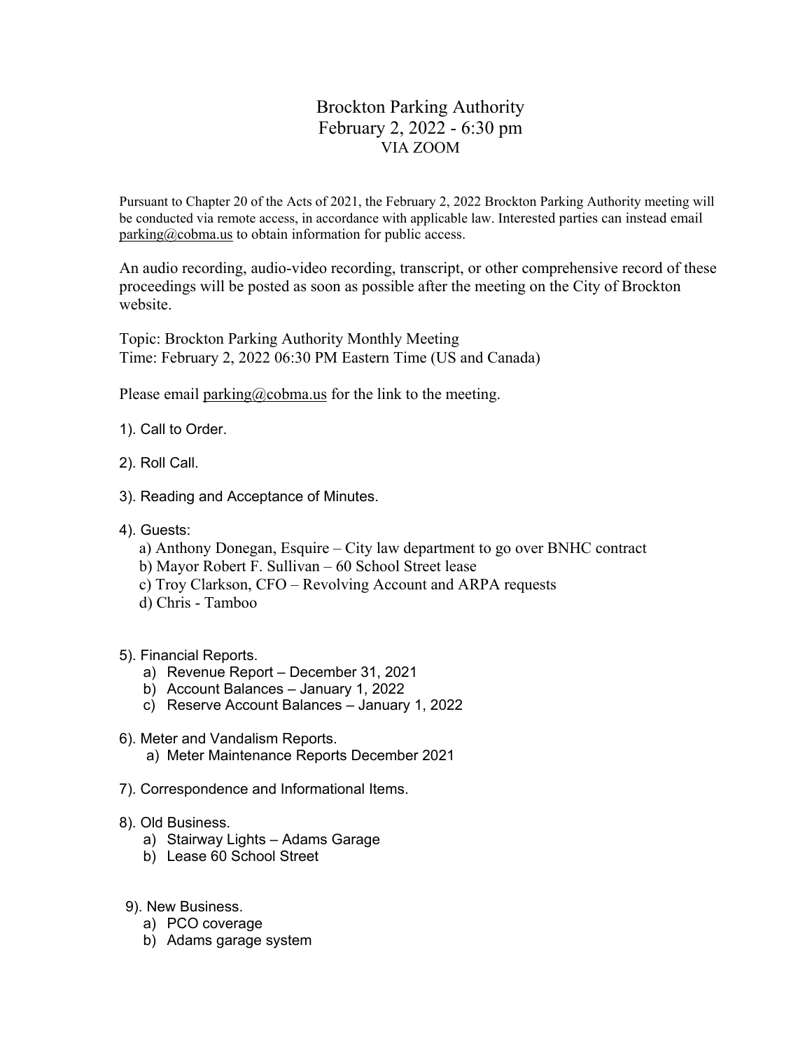# Brockton Parking Authority

## February 2, 2022 - 6:30 pm

### VIA ZOOM

Pursuant to Chapter 20 of the Acts of 2021, the February 2, 2022 Brockton Parking Authority meeting will be conducted via remote access, in accordance with applicable law. Interested parties can instead email parking@cobma.us to obtain information for public access.

An audio recording, audio-video recording, transcript, or other comprehensive record of these proceedings will be posted as soon as possible after the meeting on the City of Brockton website.

Topic: Brockton Parking Authority Monthly Meeting
Time: February 2, 2022 06:30 PM Eastern Time (US and Canada)

Please email parking@cobma.us for the link to the meeting.

1). Call to Order.

2). Roll Call.

3). Reading and Acceptance of Minutes.

4). Guests:
  a) Anthony Donegan, Esquire – City law department to go over BNHC contract
  b) Mayor Robert F. Sullivan – 60 School Street lease
  c) Troy Clarkson, CFO – Revolving Account and ARPA requests
  d) Chris - Tamboo

5). Financial Reports.
  a) Revenue Report – December 31, 2021
  b) Account Balances – January 1, 2022
  c) Reserve Account Balances – January 1, 2022

6). Meter and Vandalism Reports.
  a) Meter Maintenance Reports December 2021

7). Correspondence and Informational Items.

8). Old Business.
  a) Stairway Lights – Adams Garage
  b) Lease 60 School Street

9). New Business.
  a) PCO coverage
  b) Adams garage system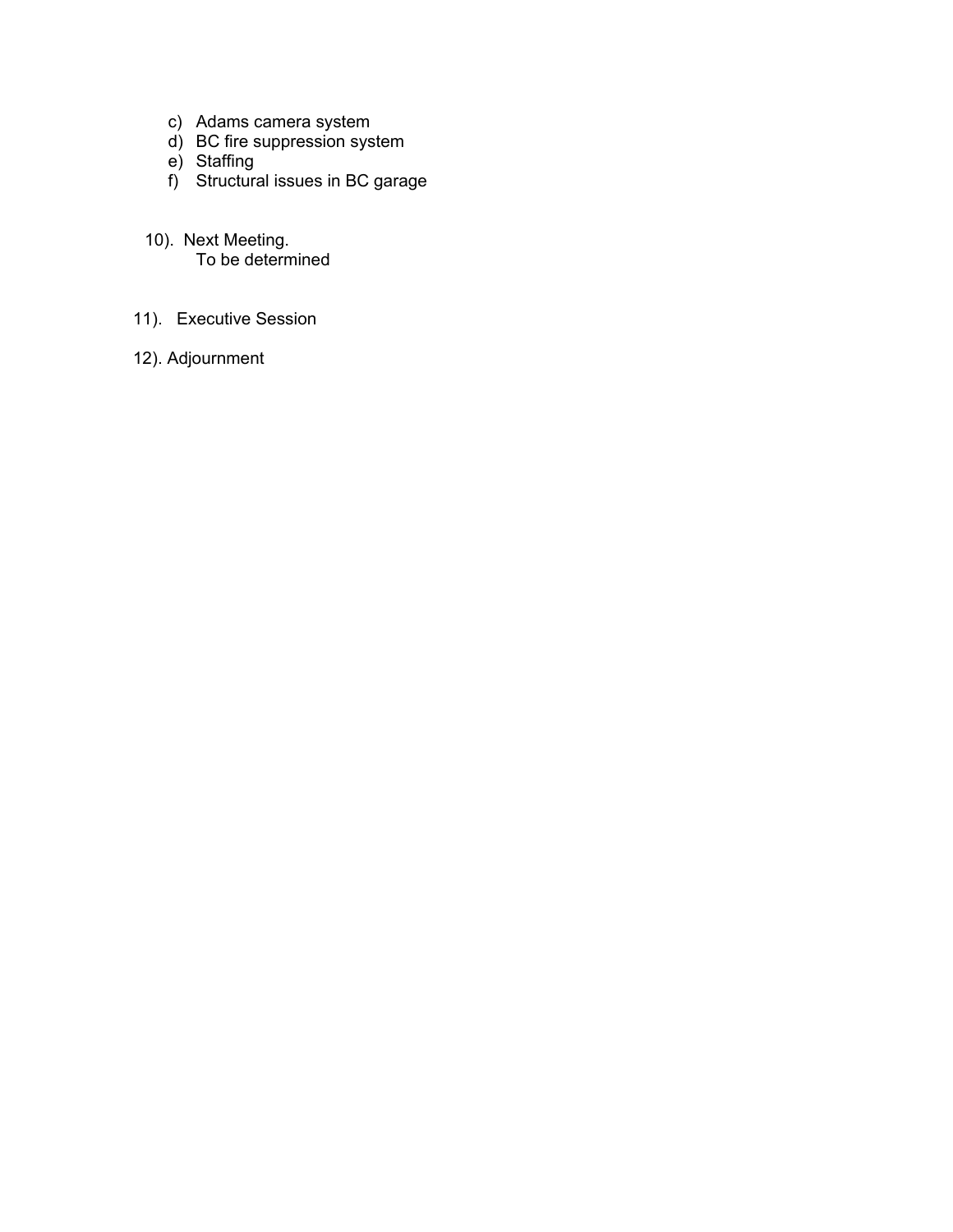c) Adams camera system
d) BC fire suppression system
e) Staffing
f) Structural issues in BC garage

10). Next Meeting.
To be determined

11). Executive Session

12). Adjournment